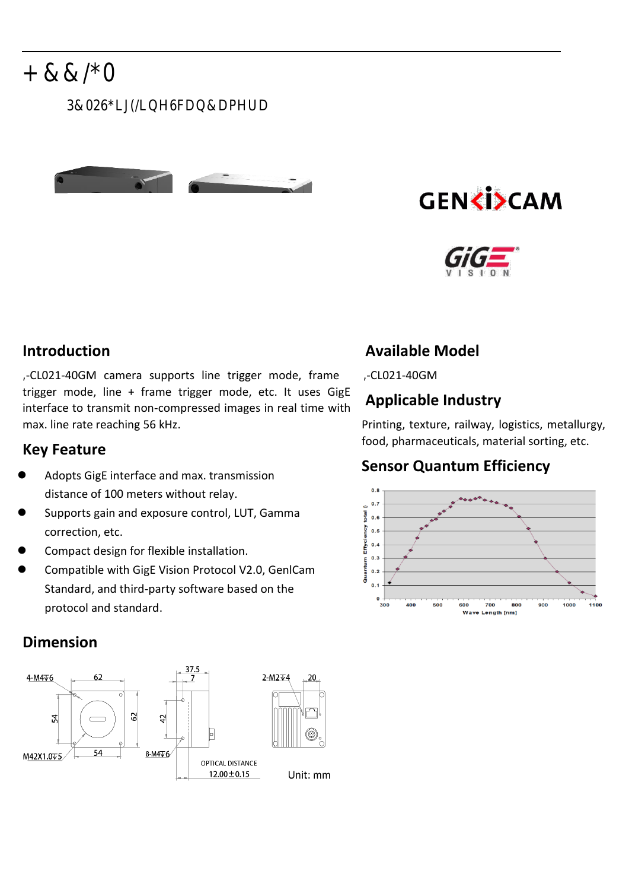# + & & /*0

3& 026*LJ(/LQH6FDQ&DPHUD

## Introduction

,-CL021-40GM camera supports line trigger mode, frame trigger mode, line + frame trigger mode, etc. It uses GigE interface to transmit non-compressed images in real time with max. line rate reaching 56 kHz.

## Key Feature

- Adopts GigE interface and max. transmission distance of 100 meters without relay.
- Supports gain and exposure control, LUT, Gamma correction, etc.
- Compact design for flexible installation.
- Compatible with GigE Vision Protocol V2.0, GenlCam Standard, and third-party software based on the protocol and standard.

## Available Model

,-CL021-40GM

## Applicable Industry

Printing, texture, railway, logistics, metallurgy, food, pharmaceuticals, material sorting, etc.

## Sensor Quantum Efficiency

## Dimension

Unit: mm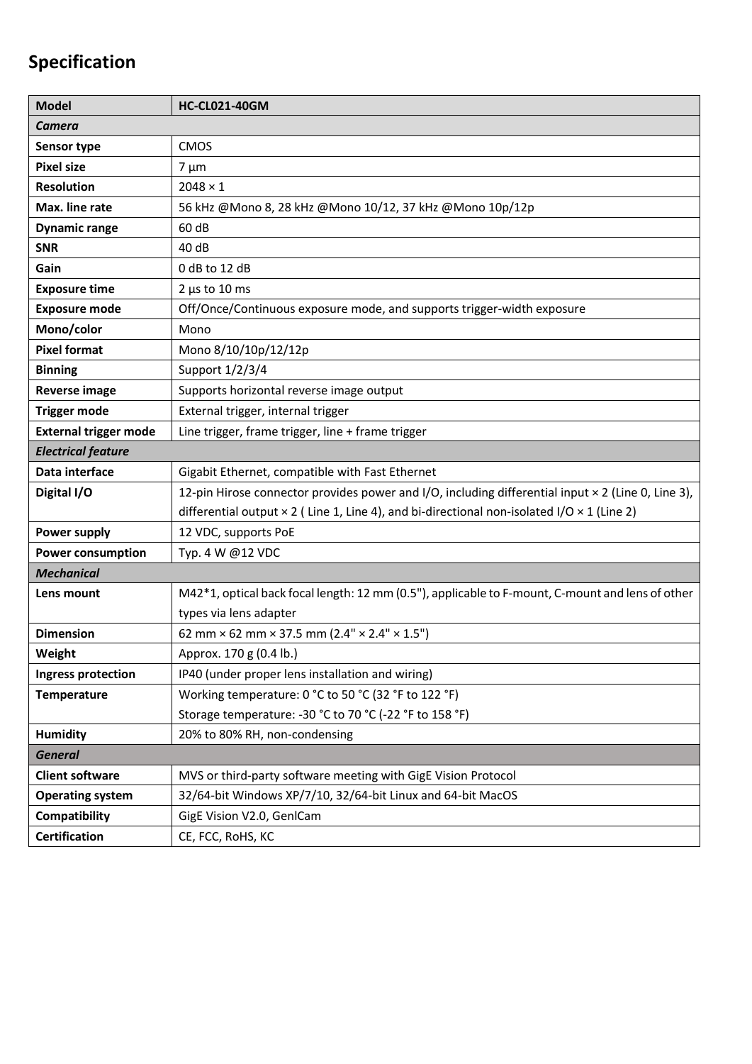# Specification

| Model | HC-CL021-40GM |
|---|---|
| ***Camera*** | |
| **Sensor type** | CMOS |
| **Pixel size** | 7 μm |
| **Resolution** | 2048 × 1 |
| **Max. line rate** | 56 kHz @Mono 8, 28 kHz @Mono 10/12, 37 kHz @Mono 10p/12p |
| **Dynamic range** | 60 dB |
| **SNR** | 40 dB |
| **Gain** | 0 dB to 12 dB |
| **Exposure time** | 2 μs to 10 ms |
| **Exposure mode** | Off/Once/Continuous exposure mode, and supports trigger-width exposure |
| **Mono/color** | Mono |
| **Pixel format** | Mono 8/10/10p/12/12p |
| **Binning** | Support 1/2/3/4 |
| **Reverse image** | Supports horizontal reverse image output |
| **Trigger mode** | External trigger, internal trigger |
| **External trigger mode** | Line trigger, frame trigger, line + frame trigger |
| ***Electrical feature*** | |
| **Data interface** | Gigabit Ethernet, compatible with Fast Ethernet |
| **Digital I/O** | 12-pin Hirose connector provides power and I/O, including differential input × 2 (Line 0, Line 3), differential output × 2 ( Line 1, Line 4), and bi-directional non-isolated I/O × 1 (Line 2) |
| **Power supply** | 12 VDC, supports PoE |
| **Power consumption** | Typ. 4 W @12 VDC |
| ***Mechanical*** | |
| **Lens mount** | M42*1, optical back focal length: 12 mm (0.5"), applicable to F-mount, C-mount and lens of other types via lens adapter |
| **Dimension** | 62 mm × 62 mm × 37.5 mm (2.4" × 2.4" × 1.5") |
| **Weight** | Approx. 170 g (0.4 lb.) |
| **Ingress protection** | IP40 (under proper lens installation and wiring) |
| **Temperature** | Working temperature: 0 °C to 50 °C (32 °F to 122 °F)<br>Storage temperature: -30 °C to 70 °C (-22 °F to 158 °F) |
| **Humidity** | 20% to 80% RH, non-condensing |
| ***General*** | |
| **Client software** | MVS or third-party software meeting with GigE Vision Protocol |
| **Operating system** | 32/64-bit Windows XP/7/10, 32/64-bit Linux and 64-bit MacOS |
| **Compatibility** | GigE Vision V2.0, GenlCam |
| **Certification** | CE, FCC, RoHS, KC |